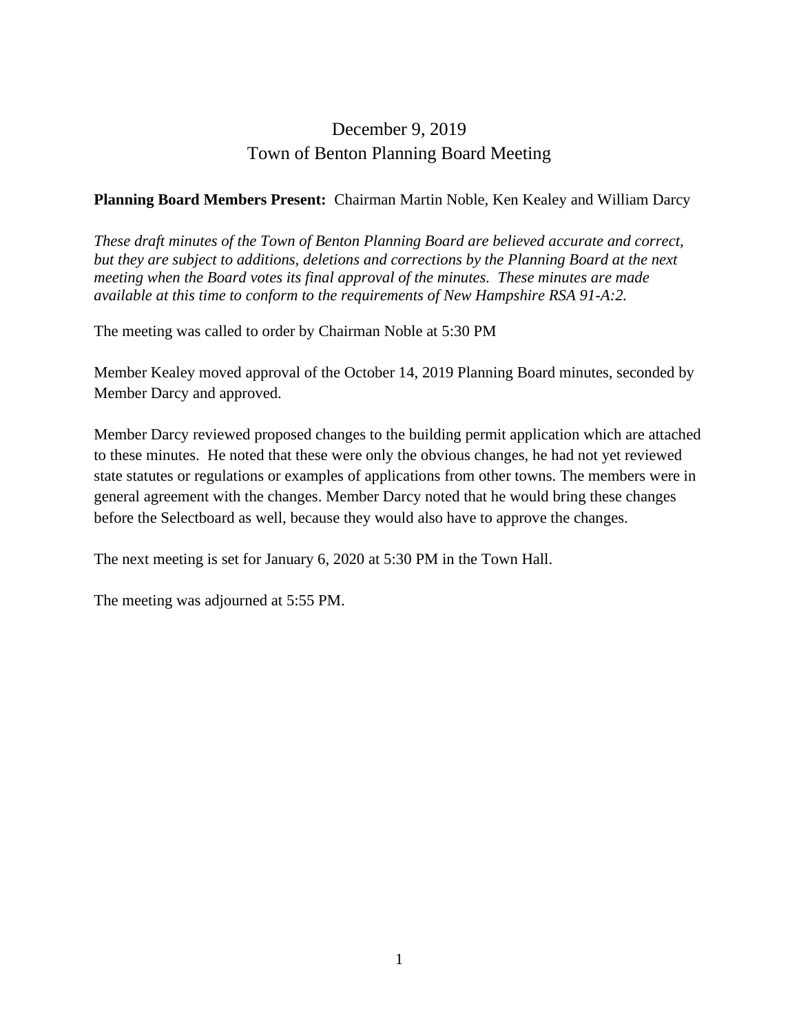# December 9, 2019
# Town of Benton Planning Board Meeting

**Planning Board Members Present:** Chairman Martin Noble, Ken Kealey and William Darcy

*These draft minutes of the Town of Benton Planning Board are believed accurate and correct, but they are subject to additions, deletions and corrections by the Planning Board at the next meeting when the Board votes its final approval of the minutes. These minutes are made available at this time to conform to the requirements of New Hampshire RSA 91-A:2.*

The meeting was called to order by Chairman Noble at 5:30 PM

Member Kealey moved approval of the October 14, 2019 Planning Board minutes, seconded by Member Darcy and approved.

Member Darcy reviewed proposed changes to the building permit application which are attached to these minutes. He noted that these were only the obvious changes, he had not yet reviewed state statutes or regulations or examples of applications from other towns. The members were in general agreement with the changes. Member Darcy noted that he would bring these changes before the Selectboard as well, because they would also have to approve the changes.

The next meeting is set for January 6, 2020 at 5:30 PM in the Town Hall.

The meeting was adjourned at 5:55 PM.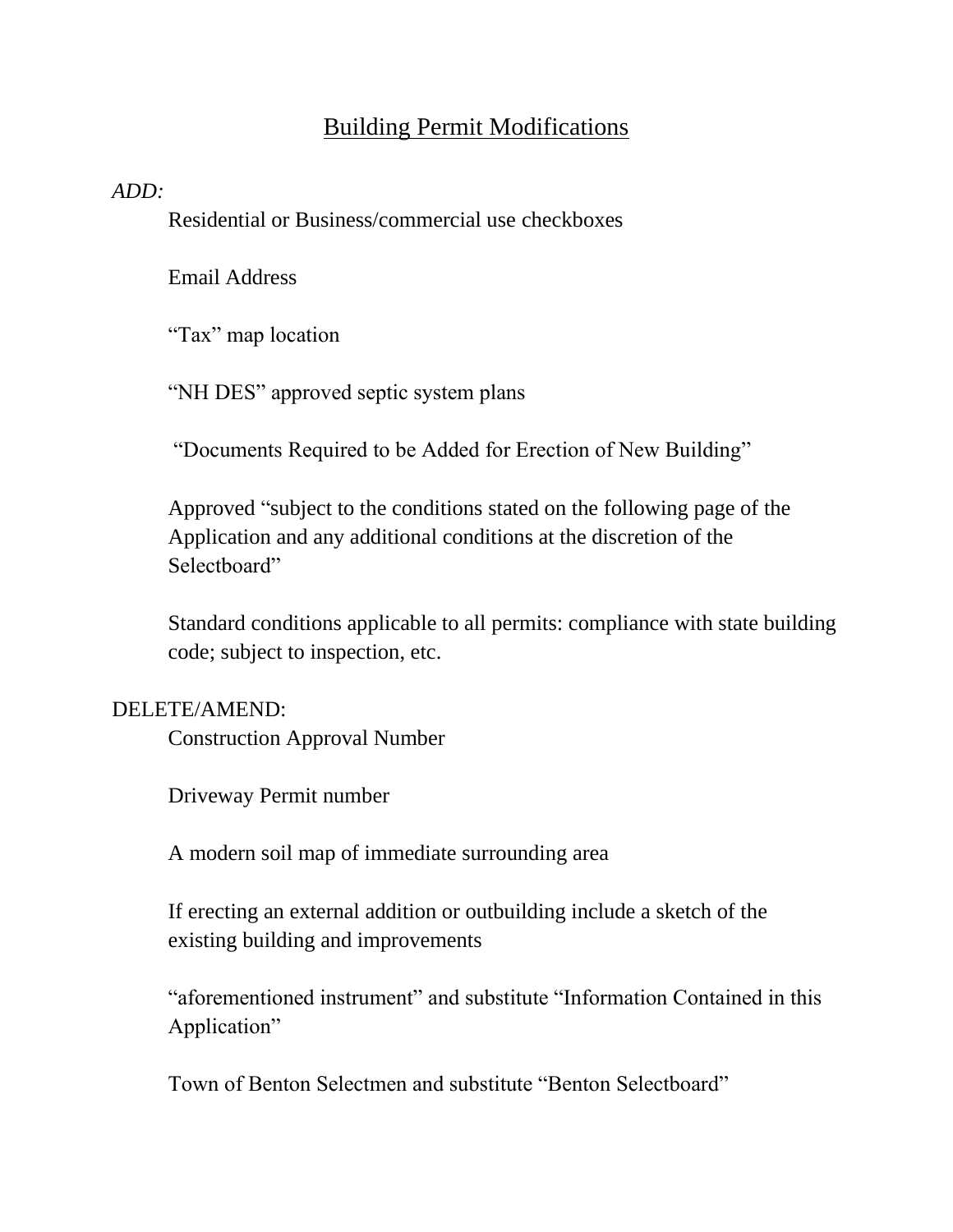# Building Permit Modifications

*ADD:*

- Residential or Business/commercial use checkboxes
- Email Address
- "Tax" map location
- "NH DES" approved septic system plans
- "Documents Required to be Added for Erection of New Building"
- Approved "subject to the conditions stated on the following page of the Application and any additional conditions at the discretion of the Selectboard"
- Standard conditions applicable to all permits: compliance with state building code; subject to inspection, etc.

DELETE/AMEND:

- Construction Approval Number
- Driveway Permit number
- A modern soil map of immediate surrounding area
- If erecting an external addition or outbuilding include a sketch of the existing building and improvements
- "aforementioned instrument" and substitute "Information Contained in this Application"
- Town of Benton Selectmen and substitute "Benton Selectboard"